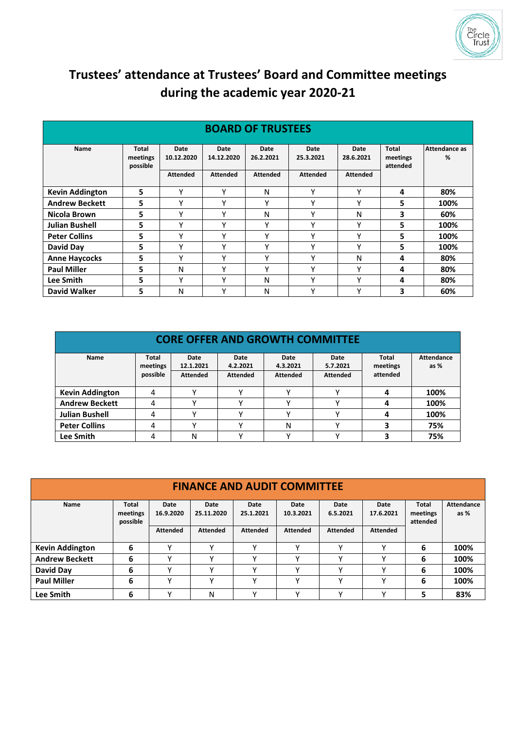# Trustees' attendance at Trustees' Board and Committee meetings during the academic year 2020-21

| BOARD OF TRUSTEES | | | | | | | | |
|---|---|---|---|---|---|---|---|---|
| Name | Total meetings possible | Date 10.12.2020 Attended | Date 14.12.2020 Attended | Date 26.2.2021 Attended | Date 25.3.2021 Attended | Date 28.6.2021 Attended | Total meetings attended | Attendance as % |
| **Kevin Addington** | **5** | Y | Y | N | Y | Y | **4** | **80%** |
| **Andrew Beckett** | **5** | Y | Y | Y | Y | Y | **5** | **100%** |
| **Nicola Brown** | **5** | Y | Y | N | Y | N | **3** | **60%** |
| **Julian Bushell** | **5** | Y | Y | Y | Y | Y | **5** | **100%** |
| **Peter Collins** | **5** | Y | Y | Y | Y | Y | **5** | **100%** |
| **David Day** | **5** | Y | Y | Y | Y | Y | **5** | **100%** |
| **Anne Haycocks** | **5** | Y | Y | Y | Y | N | **4** | **80%** |
| **Paul Miller** | **5** | N | Y | Y | Y | Y | **4** | **80%** |
| **Lee Smith** | **5** | Y | Y | N | Y | Y | **4** | **80%** |
| **David Walker** | **5** | N | Y | N | Y | Y | **3** | **60%** |

| CORE OFFER AND GROWTH COMMITTEE | | | | | | | |
|---|---|---|---|---|---|---|---|
| Name | Total meetings possible | Date 12.1.2021 Attended | Date 4.2.2021 Attended | Date 4.3.2021 Attended | Date 5.7.2021 Attended | Total meetings attended | Attendance as % |
| **Kevin Addington** | 4 | Y | Y | Y | Y | **4** | **100%** |
| **Andrew Beckett** | 4 | Y | Y | Y | Y | **4** | **100%** |
| **Julian Bushell** | 4 | Y | Y | Y | Y | **4** | **100%** |
| **Peter Collins** | 4 | Y | Y | N | Y | **3** | **75%** |
| **Lee Smith** | 4 | N | Y | Y | Y | **3** | **75%** |

| FINANCE AND AUDIT COMMITTEE | | | | | | | | | |
|---|---|---|---|---|---|---|---|---|---|
| Name | Total meetings possible | Date 16.9.2020 Attended | Date 25.11.2020 Attended | Date 25.1.2021 Attended | Date 10.3.2021 Attended | Date 6.5.2021 Attended | Date 17.6.2021 Attended | Total meetings attended | Attendance as % |
| **Kevin Addington** | **6** | Y | Y | Y | Y | Y | Y | **6** | **100%** |
| **Andrew Beckett** | **6** | Y | Y | Y | Y | Y | Y | **6** | **100%** |
| **David Day** | **6** | Y | Y | Y | Y | Y | Y | **6** | **100%** |
| **Paul Miller** | **6** | Y | Y | Y | Y | Y | Y | **6** | **100%** |
| **Lee Smith** | **6** | Y | N | Y | Y | Y | Y | **5** | **83%** |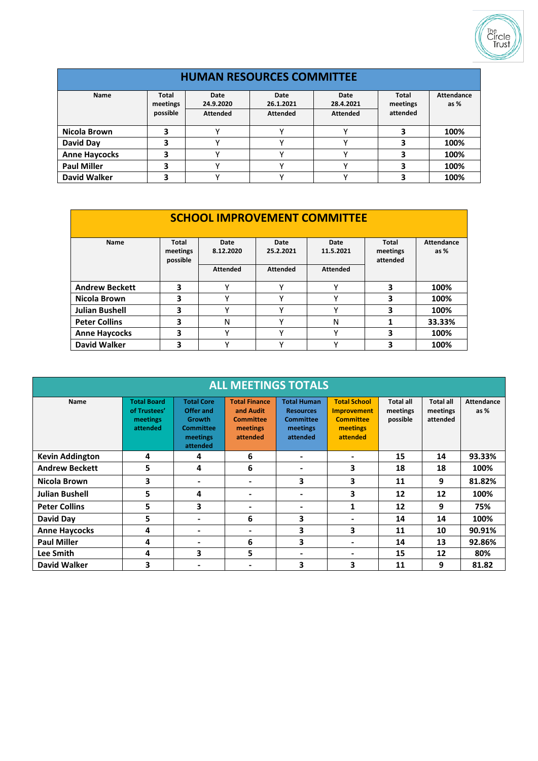## HUMAN RESOURCES COMMITTEE

| Name | Total meetings possible | Date 24.9.2020 Attended | Date 26.1.2021 Attended | Date 28.4.2021 Attended | Total meetings attended | Attendance as % |
|---|---|---|---|---|---|---|
| **Nicola Brown** | **3** | Y | Y | Y | **3** | **100%** |
| **David Day** | **3** | Y | Y | Y | **3** | **100%** |
| **Anne Haycocks** | **3** | Y | Y | Y | **3** | **100%** |
| **Paul Miller** | **3** | Y | Y | Y | **3** | **100%** |
| **David Walker** | **3** | Y | Y | Y | **3** | **100%** |

## SCHOOL IMPROVEMENT COMMITTEE

| Name | Total meetings possible | Date 8.12.2020 Attended | Date 25.2.2021 Attended | Date 11.5.2021 Attended | Total meetings attended | Attendance as % |
|---|---|---|---|---|---|---|
| **Andrew Beckett** | **3** | Y | Y | Y | **3** | **100%** |
| **Nicola Brown** | **3** | Y | Y | Y | **3** | **100%** |
| **Julian Bushell** | **3** | Y | Y | Y | **3** | **100%** |
| **Peter Collins** | **3** | N | Y | N | **1** | **33.33%** |
| **Anne Haycocks** | **3** | Y | Y | Y | **3** | **100%** |
| **David Walker** | **3** | Y | Y | Y | **3** | **100%** |

## ALL MEETINGS TOTALS

| Name | Total Board of Trustees' meetings attended | Total Core Offer and Growth Committee meetings attended | Total Finance and Audit Committee meetings attended | Total Human Resources Committee meetings attended | Total School Improvement Committee meetings attended | Total all meetings possible | Total all meetings attended | Attendance as % |
|---|---|---|---|---|---|---|---|---|
| **Kevin Addington** | **4** | **4** | **6** | **-** | **-** | **15** | **14** | **93.33%** |
| **Andrew Beckett** | **5** | **4** | **6** | **-** | **3** | **18** | **18** | **100%** |
| **Nicola Brown** | **3** | **-** | **-** | **3** | **3** | **11** | **9** | **81.82%** |
| **Julian Bushell** | **5** | **4** | **-** | **-** | **3** | **12** | **12** | **100%** |
| **Peter Collins** | **5** | **3** | **-** | **-** | **1** | **12** | **9** | **75%** |
| **David Day** | **5** | **-** | **6** | **3** | **-** | **14** | **14** | **100%** |
| **Anne Haycocks** | **4** | **-** | **-** | **3** | **3** | **11** | **10** | **90.91%** |
| **Paul Miller** | **4** | **-** | **6** | **3** | **-** | **14** | **13** | **92.86%** |
| **Lee Smith** | **4** | **3** | **5** | **-** | **-** | **15** | **12** | **80%** |
| **David Walker** | **3** | **-** | **-** | **3** | **3** | **11** | **9** | **81.82** |